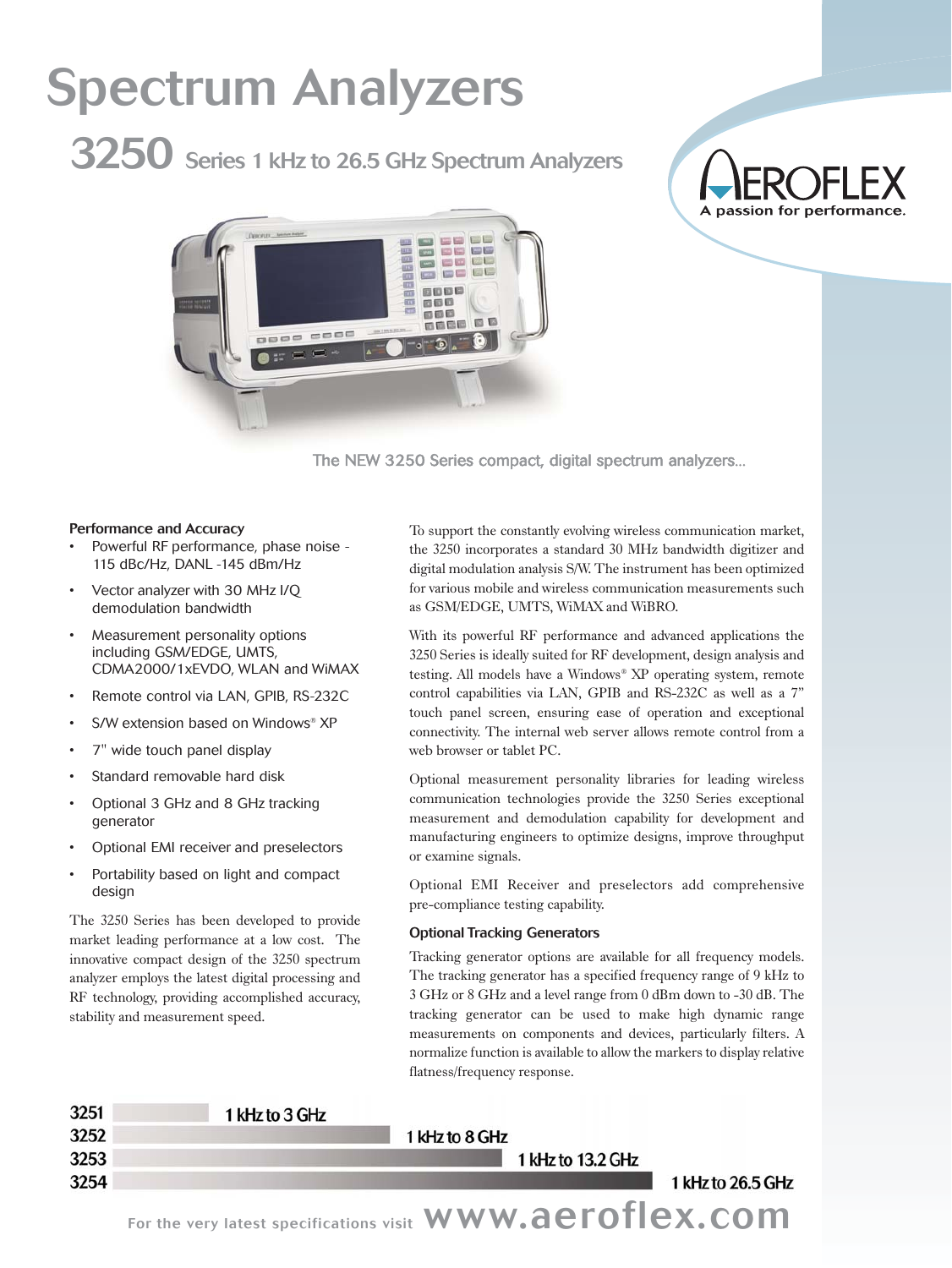# Spectrum Analyzers

## 3250 Series 1 kHz to 26.5 GHz Spectrum Analyzers

AEROFLEX
A passion for performance.

The NEW 3250 Series compact, digital spectrum analyzers...

### Performance and Accuracy

- Powerful RF performance, phase noise -115 dBc/Hz, DANL -145 dBm/Hz
- Vector analyzer with 30 MHz I/Q demodulation bandwidth
- Measurement personality options including GSM/EDGE, UMTS, CDMA2000/1xEVDO, WLAN and WiMAX
- Remote control via LAN, GPIB, RS-232C
- S/W extension based on Windows® XP
- 7" wide touch panel display
- Standard removable hard disk
- Optional 3 GHz and 8 GHz tracking generator
- Optional EMI receiver and preselectors
- Portability based on light and compact design

The 3250 Series has been developed to provide market leading performance at a low cost. The innovative compact design of the 3250 spectrum analyzer employs the latest digital processing and RF technology, providing accomplished accuracy, stability and measurement speed.

To support the constantly evolving wireless communication market, the 3250 incorporates a standard 30 MHz bandwidth digitizer and digital modulation analysis S/W. The instrument has been optimized for various mobile and wireless communication measurements such as GSM/EDGE, UMTS, WiMAX and WiBRO.

With its powerful RF performance and advanced applications the 3250 Series is ideally suited for RF development, design analysis and testing. All models have a Windows® XP operating system, remote control capabilities via LAN, GPIB and RS-232C as well as a 7" touch panel screen, ensuring ease of operation and exceptional connectivity. The internal web server allows remote control from a web browser or tablet PC.

Optional measurement personality libraries for leading wireless communication technologies provide the 3250 Series exceptional measurement and demodulation capability for development and manufacturing engineers to optimize designs, improve throughput or examine signals.

Optional EMI Receiver and preselectors add comprehensive pre-compliance testing capability.

### Optional Tracking Generators

Tracking generator options are available for all frequency models. The tracking generator has a specified frequency range of 9 kHz to 3 GHz or 8 GHz and a level range from 0 dBm down to -30 dB. The tracking generator can be used to make high dynamic range measurements on components and devices, particularly filters. A normalize function is available to allow the markers to display relative flatness/frequency response.

| Model | Frequency Range |
| --- | --- |
| 3251 | 1 kHz to 3 GHz |
| 3252 | 1 kHz to 8 GHz |
| 3253 | 1 kHz to 13.2 GHz |
| 3254 | 1 kHz to 26.5 GHz |

For the very latest specifications visit www.aeroflex.com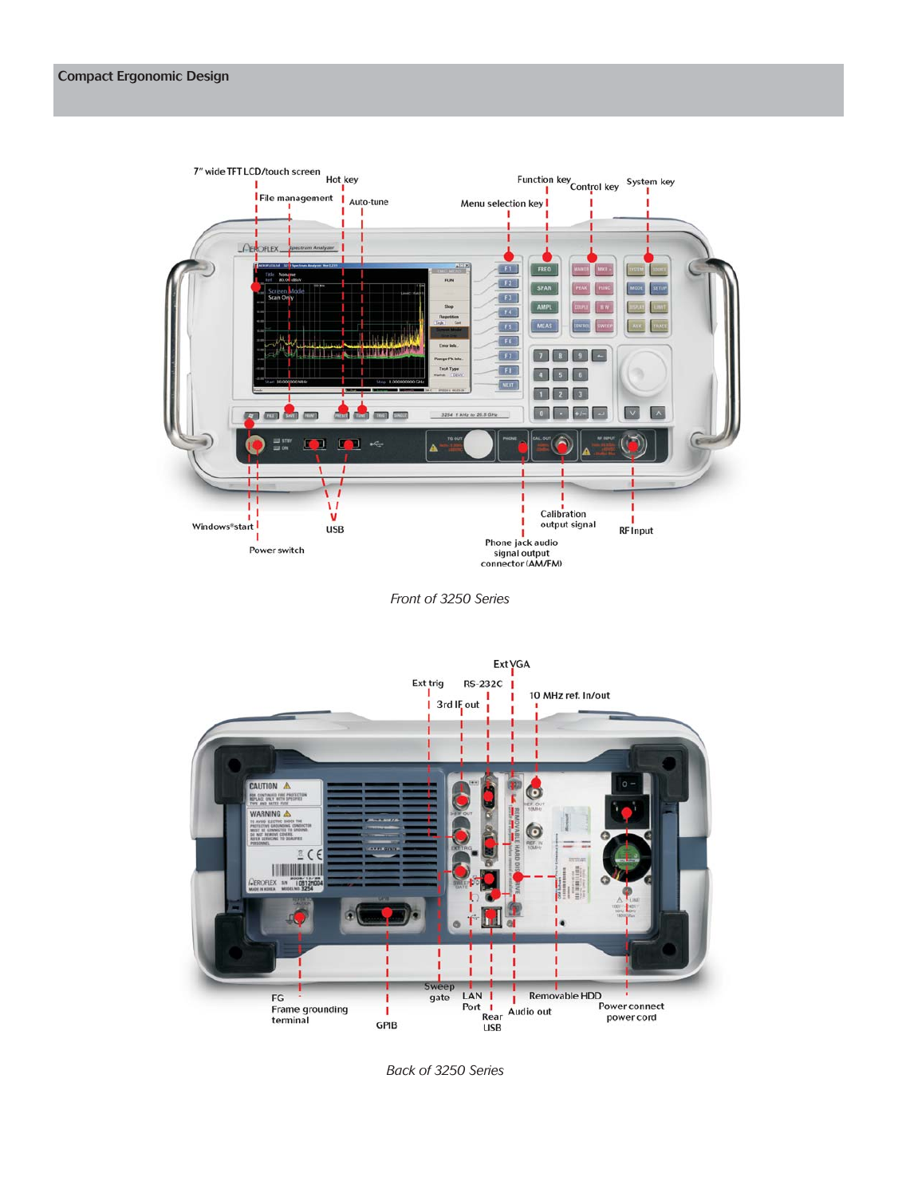## Compact Ergonomic Design

7" wide TFT LCD/touch screen

File management

Hot key

Auto-tune

Menu selection key

Function key

Control key

System key

Windows®start

Power switch

USB

Phone jack audio signal output connector (AM/FM)

Calibration output signal

RF Input

*Front of 3250 Series*

Ext VGA

Ext trig

RS-232C

3rd IF out

10 MHz ref. In/out

FG Frame grounding terminal

GPIB

Sweep gate

LAN Port

Rear USB

Audio out

Removable HDD

Power connect power cord

*Back of 3250 Series*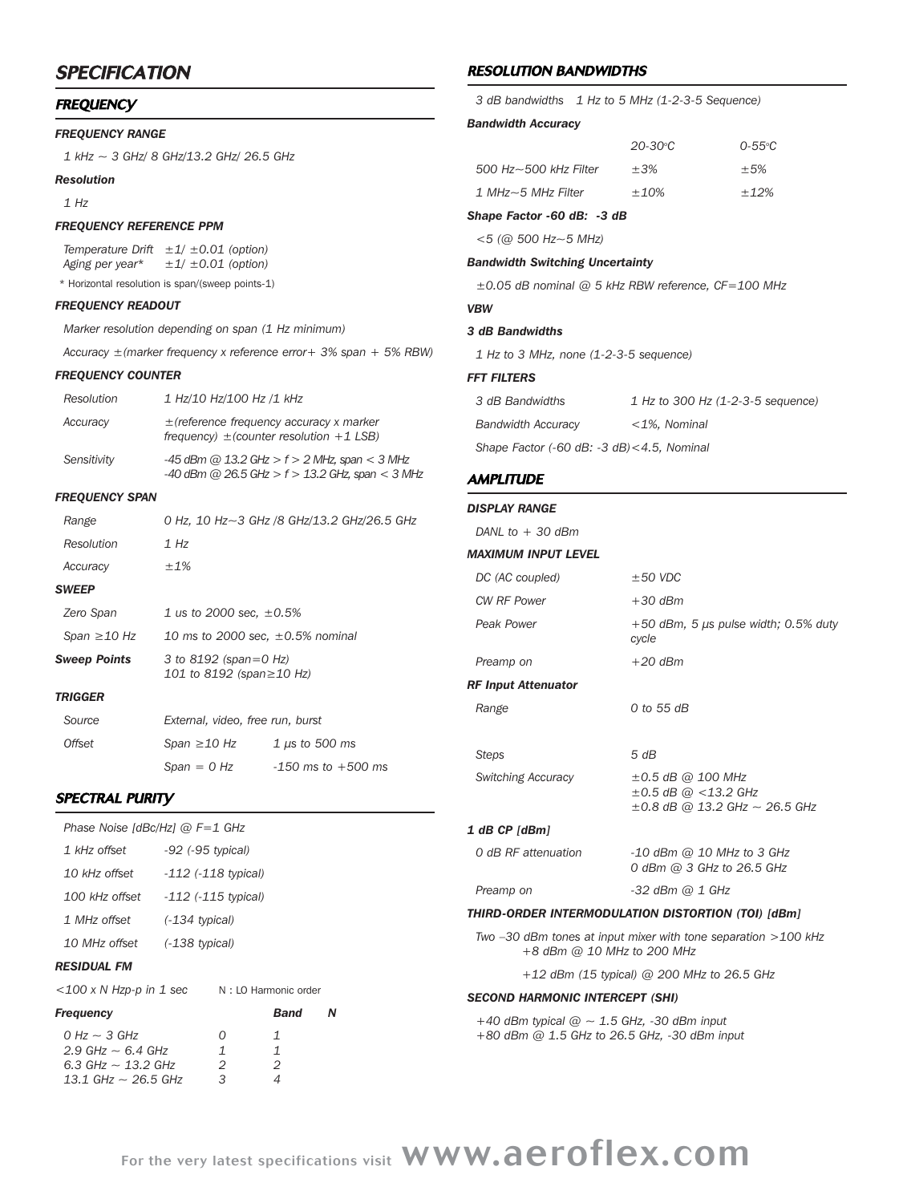# SPECIFICATION

## FREQUENCY

### FREQUENCY RANGE

1 kHz ~ 3 GHz/ 8 GHz/13.2 GHz/ 26.5 GHz

**Resolution**

1 Hz

### FREQUENCY REFERENCE PPM

| | |
|---|---|
| Temperature Drift | ±1/ ±0.01 (option) |
| Aging per year* | ±1/ ±0.01 (option) |

\* Horizontal resolution is span/(sweep points-1)

### FREQUENCY READOUT

Marker resolution depending on span (1 Hz minimum)

Accuracy ±(marker frequency x reference error+ 3% span + 5% RBW)

### FREQUENCY COUNTER

| | |
|---|---|
| Resolution | 1 Hz/10 Hz/100 Hz /1 kHz |
| Accuracy | ±(reference frequency accuracy x marker frequency) ±(counter resolution +1 LSB) |
| Sensitivity | -45 dBm @ 13.2 GHz > f > 2 MHz, span < 3 MHz<br>-40 dBm @ 26.5 GHz > f > 13.2 GHz, span < 3 MHz |

### FREQUENCY SPAN

| | |
|---|---|
| Range | 0 Hz, 10 Hz~3 GHz /8 GHz/13.2 GHz/26.5 GHz |
| Resolution | 1 Hz |
| Accuracy | ±1% |

### SWEEP

| | |
|---|---|
| Zero Span | 1 us to 2000 sec, ±0.5% |
| Span ≥10 Hz | 10 ms to 2000 sec, ±0.5% nominal |
| **Sweep Points** | 3 to 8192 (span=0 Hz)<br>101 to 8192 (span≥10 Hz) |

### TRIGGER

| | | |
|---|---|---|
| Source | External, video, free run, burst | |
| Offset | Span ≥10 Hz | 1 μs to 500 ms |
| | Span = 0 Hz | -150 ms to +500 ms |

## SPECTRAL PURITY

Phase Noise [dBc/Hz] @ F=1 GHz

| | |
|---|---|
| 1 kHz offset | -92 (-95 typical) |
| 10 kHz offset | -112 (-118 typical) |
| 100 kHz offset | -112 (-115 typical) |
| 1 MHz offset | (-134 typical) |
| 10 MHz offset | (-138 typical) |

### RESIDUAL FM

<100 x N Hzp-p in 1 sec  N : LO Harmonic order

| Frequency | Band | N |
|---|---|---|
| 0 Hz ~ 3 GHz | 0 | 1 |
| 2.9 GHz ~ 6.4 GHz | 1 | 1 |
| 6.3 GHz ~ 13.2 GHz | 2 | 2 |
| 13.1 GHz ~ 26.5 GHz | 3 | 4 |

## RESOLUTION BANDWIDTHS

3 dB bandwidths  1 Hz to 5 MHz (1-2-3-5 Sequence)

**Bandwidth Accuracy**

| | 20-30°C | 0-55°C |
|---|---|---|
| 500 Hz~500 kHz Filter | ±3% | ±5% |
| 1 MHz~5 MHz Filter | ±10% | ±12% |

**Shape Factor -60 dB: -3 dB**

<5 (@ 500 Hz~5 MHz)

**Bandwidth Switching Uncertainty**

±0.05 dB nominal @ 5 kHz RBW reference, CF=100 MHz

### VBW

**3 dB Bandwidths**

1 Hz to 3 MHz, none (1-2-3-5 sequence)

### FFT FILTERS

| | |
|---|---|
| 3 dB Bandwidths | 1 Hz to 300 Hz (1-2-3-5 sequence) |
| Bandwidth Accuracy | <1%, Nominal |

Shape Factor (-60 dB: -3 dB)<4.5, Nominal

## AMPLITUDE

### DISPLAY RANGE

DANL to + 30 dBm

### MAXIMUM INPUT LEVEL

| | |
|---|---|
| DC (AC coupled) | ±50 VDC |
| CW RF Power | +30 dBm |
| Peak Power | +50 dBm, 5 μs pulse width; 0.5% duty cycle |
| Preamp on | +20 dBm |

**RF Input Attenuator**

| | |
|---|---|
| Range | 0 to 55 dB |
| Steps | 5 dB |
| Switching Accuracy | ±0.5 dB @ 100 MHz<br>±0.5 dB @ <13.2 GHz<br>±0.8 dB @ 13.2 GHz ~ 26.5 GHz |

**1 dB CP [dBm]**

| | |
|---|---|
| 0 dB RF attenuation | -10 dBm @ 10 MHz to 3 GHz<br>0 dBm @ 3 GHz to 26.5 GHz |
| Preamp on | -32 dBm @ 1 GHz |

### THIRD-ORDER INTERMODULATION DISTORTION (TOI) [dBm]

Two –30 dBm tones at input mixer with tone separation >100 kHz
+8 dBm @ 10 MHz to 200 MHz

+12 dBm (15 typical) @ 200 MHz to 26.5 GHz

### SECOND HARMONIC INTERCEPT (SHI)

+40 dBm typical @ ~ 1.5 GHz, -30 dBm input
+80 dBm @ 1.5 GHz to 26.5 GHz, -30 dBm input

For the very latest specifications visit www.aeroflex.com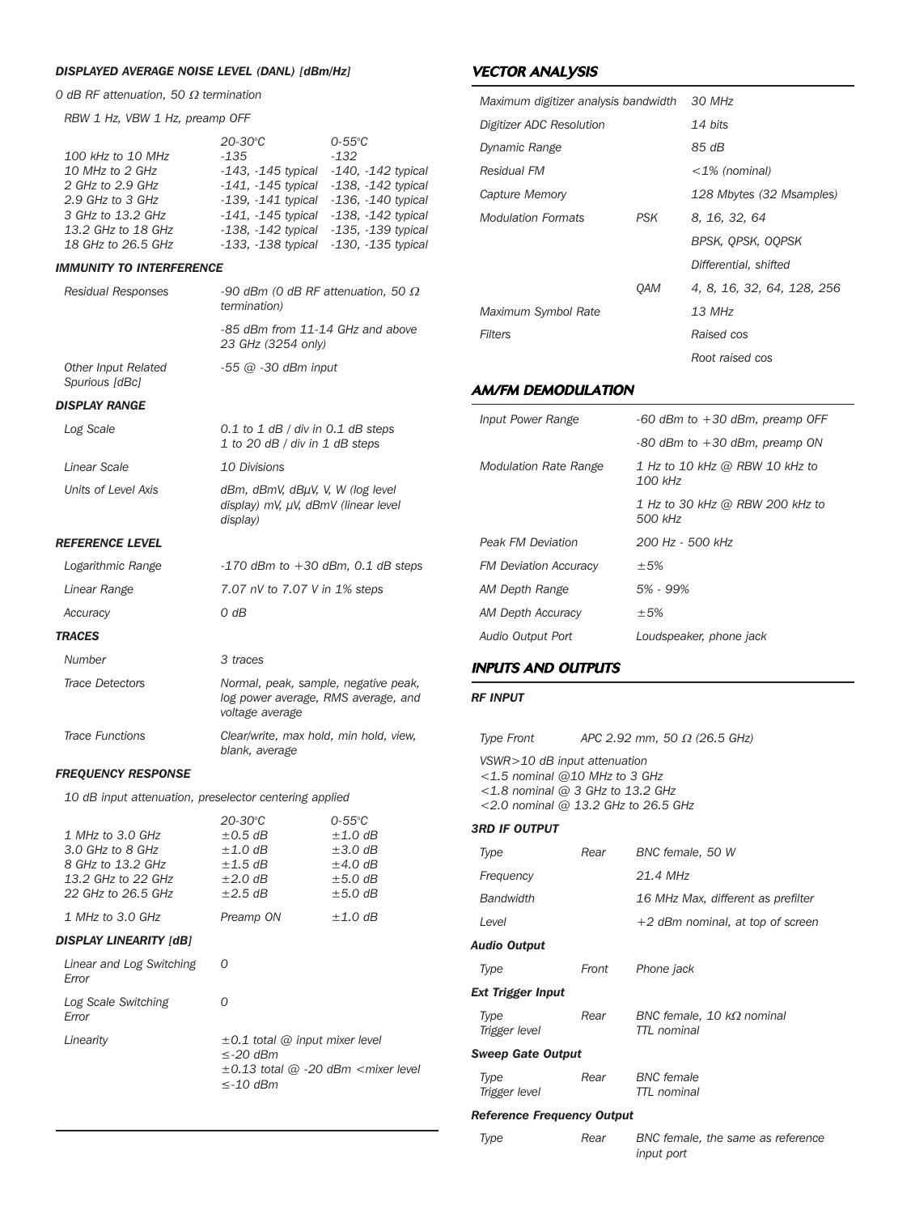#### *DISPLAYED AVERAGE NOISE LEVEL (DANL) [dBm/Hz]*

*0 dB RF attenuation, 50 Ω termination*

*RBW 1 Hz, VBW 1 Hz, preamp OFF*

| | 20-30°C | 0-55°C |
|---|---|---|
| 100 kHz to 10 MHz | -135 | -132 |
| 10 MHz to 2 GHz | -143, -145 typical | -140, -142 typical |
| 2 GHz to 2.9 GHz | -141, -145 typical | -138, -142 typical |
| 2.9 GHz to 3 GHz | -139, -141 typical | -136, -140 typical |
| 3 GHz to 13.2 GHz | -141, -145 typical | -138, -142 typical |
| 13.2 GHz to 18 GHz | -138, -142 typical | -135, -139 typical |
| 18 GHz to 26.5 GHz | -133, -138 typical | -130, -135 typical |

#### *IMMUNITY TO INTERFERENCE*

| | |
|---|---|
| Residual Responses | -90 dBm (0 dB RF attenuation, 50 Ω termination) |
| | -85 dBm from 11-14 GHz and above 23 GHz (3254 only) |
| Other Input Related Spurious [dBc] | -55 @ -30 dBm input |

#### *DISPLAY RANGE*

| | |
|---|---|
| Log Scale | 0.1 to 1 dB / div in 0.1 dB steps<br>1 to 20 dB / div in 1 dB steps |
| Linear Scale | 10 Divisions |
| Units of Level Axis | dBm, dBmV, dBμV, V, W (log level display) mV, μV, dBmV (linear level display) |

#### *REFERENCE LEVEL*

| | |
|---|---|
| Logarithmic Range | -170 dBm to +30 dBm, 0.1 dB steps |
| Linear Range | 7.07 nV to 7.07 V in 1% steps |
| Accuracy | 0 dB |

#### *TRACES*

| | |
|---|---|
| Number | 3 traces |
| Trace Detectors | Normal, peak, sample, negative peak, log power average, RMS average, and voltage average |
| Trace Functions | Clear/write, max hold, min hold, view, blank, average |

#### *FREQUENCY RESPONSE*

*10 dB input attenuation, preselector centering applied*

| | 20-30°C | 0-55°C |
|---|---|---|
| 1 MHz to 3.0 GHz | ±0.5 dB | ±1.0 dB |
| 3.0 GHz to 8 GHz | ±1.0 dB | ±3.0 dB |
| 8 GHz to 13.2 GHz | ±1.5 dB | ±4.0 dB |
| 13.2 GHz to 22 GHz | ±2.0 dB | ±5.0 dB |
| 22 GHz to 26.5 GHz | ±2.5 dB | ±5.0 dB |
| 1 MHz to 3.0 GHz | Preamp ON | ±1.0 dB |

#### *DISPLAY LINEARITY [dB]*

| | |
|---|---|
| Linear and Log Switching Error | 0 |
| Log Scale Switching Error | 0 |
| Linearity | ±0.1 total @ input mixer level ≤-20 dBm<br>±0.13 total @ -20 dBm <mixer level ≤-10 dBm |

### *VECTOR ANALYSIS*

| | | |
|---|---|---|
| Maximum digitizer analysis bandwidth | | 30 MHz |
| Digitizer ADC Resolution | | 14 bits |
| Dynamic Range | | 85 dB |
| Residual FM | | <1% (nominal) |
| Capture Memory | | 128 Mbytes (32 Msamples) |
| Modulation Formats | PSK | 8, 16, 32, 64 |
| | | BPSK, QPSK, OQPSK |
| | | Differential, shifted |
| | QAM | 4, 8, 16, 32, 64, 128, 256 |
| Maximum Symbol Rate | | 13 MHz |
| Filters | | Raised cos |
| | | Root raised cos |

### *AM/FM DEMODULATION*

| | |
|---|---|
| Input Power Range | -60 dBm to +30 dBm, preamp OFF |
| | -80 dBm to +30 dBm, preamp ON |
| Modulation Rate Range | 1 Hz to 10 kHz @ RBW 10 kHz to 100 kHz |
| | 1 Hz to 30 kHz @ RBW 200 kHz to 500 kHz |
| Peak FM Deviation | 200 Hz - 500 kHz |
| FM Deviation Accuracy | ±5% |
| AM Depth Range | 5% - 99% |
| AM Depth Accuracy | ±5% |
| Audio Output Port | Loudspeaker, phone jack |

### *INPUTS AND OUTPUTS*

#### *RF INPUT*

| | |
|---|---|
| Type Front | APC 2.92 mm, 50 Ω (26.5 GHz) |

*VSWR>10 dB input attenuation*
*<1.5 nominal @10 MHz to 3 GHz*
*<1.8 nominal @ 3 GHz to 13.2 GHz*
*<2.0 nominal @ 13.2 GHz to 26.5 GHz*

#### *3RD IF OUTPUT*

| | | |
|---|---|---|
| Type | Rear | BNC female, 50 W |
| Frequency | | 21.4 MHz |
| Bandwidth | | 16 MHz Max, different as prefilter |
| Level | | +2 dBm nominal, at top of screen |

#### *Audio Output*

| | | |
|---|---|---|
| Type | Front | Phone jack |

#### *Ext Trigger Input*

| | | |
|---|---|---|
| Type<br>Trigger level | Rear | BNC female, 10 kΩ nominal<br>TTL nominal |

#### *Sweep Gate Output*

| | | |
|---|---|---|
| Type<br>Trigger level | Rear | BNC female<br>TTL nominal |

#### *Reference Frequency Output*

| | | |
|---|---|---|
| Type | Rear | BNC female, the same as reference input port |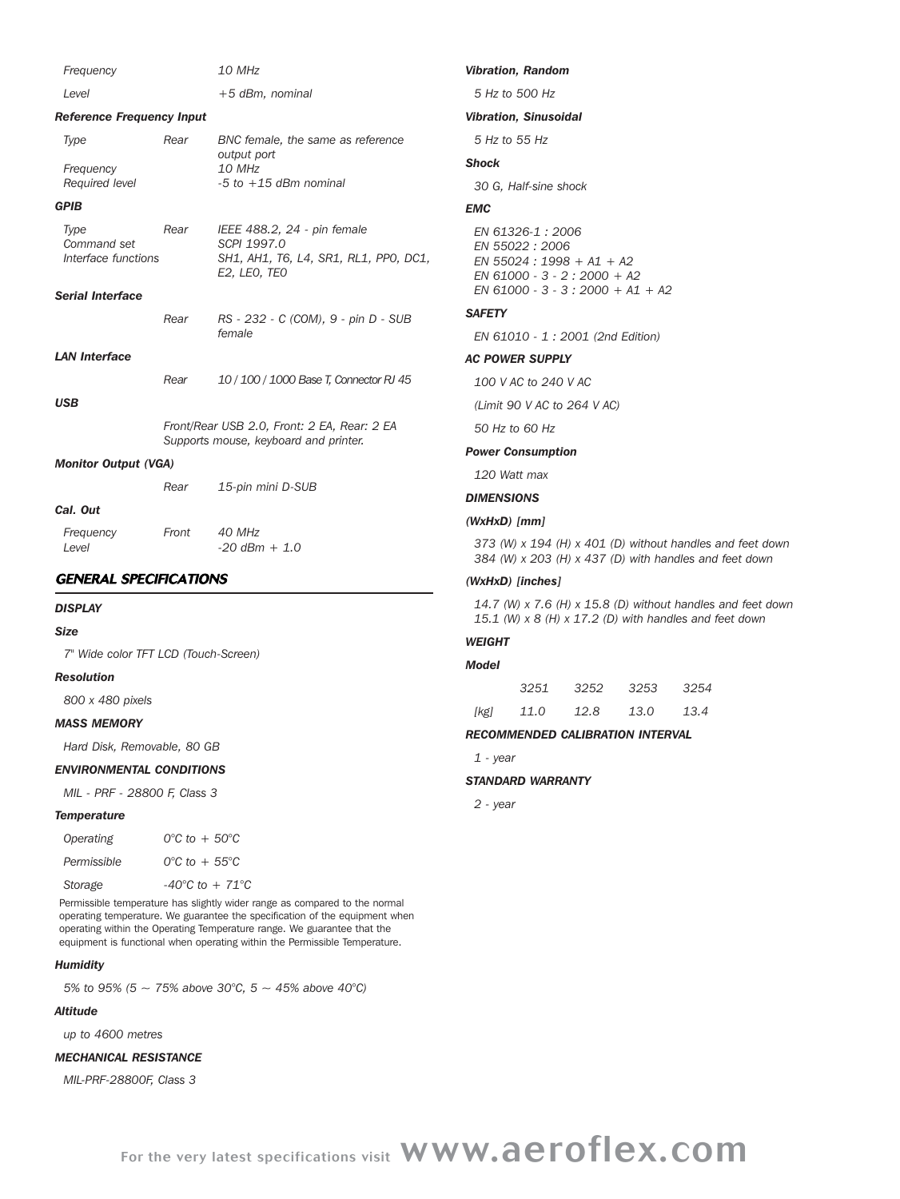| | | |
|---|---|---|
| *Frequency* | | *10 MHz* |
| *Level* | | *+5 dBm, nominal* |

***Reference Frequency Input***

| | | |
|---|---|---|
| *Type* | *Rear* | *BNC female, the same as reference output port* |
| *Frequency* | | *10 MHz* |
| *Required level* | | *-5 to +15 dBm nominal* |

***GPIB***

| | | |
|---|---|---|
| *Type* | *Rear* | *IEEE 488.2, 24 - pin female* |
| *Command set* | | *SCPI 1997.0* |
| *Interface functions* | | *SH1, AH1, T6, L4, SR1, RL1, PP0, DC1, E2, LE0, TE0* |

***Serial Interface***

| | | |
|---|---|---|
| | *Rear* | *RS - 232 - C (COM), 9 - pin D - SUB female* |

***LAN Interface***

| | | |
|---|---|---|
| | *Rear* | *10 / 100 / 1000 Base T, Connector RJ 45* |

***USB***

*Front/Rear USB 2.0, Front: 2 EA, Rear: 2 EA*
*Supports mouse, keyboard and printer.*

***Monitor Output (VGA)***

| | | |
|---|---|---|
| | *Rear* | *15-pin mini D-SUB* |

***Cal. Out***

| | | |
|---|---|---|
| *Frequency* | *Front* | *40 MHz* |
| *Level* | | *-20 dBm + 1.0* |

## *GENERAL SPECIFICATIONS*

***DISPLAY***

***Size***

*7" Wide color TFT LCD (Touch-Screen)*

***Resolution***

*800 x 480 pixels*

***MASS MEMORY***

*Hard Disk, Removable, 80 GB*

***ENVIRONMENTAL CONDITIONS***

*MIL - PRF - 28800 F, Class 3*

***Temperature***

| | |
|---|---|
| *Operating* | *0°C to + 50°C* |
| *Permissible* | *0°C to + 55°C* |
| *Storage* | *-40°C to + 71°C* |

Permissible temperature has slightly wider range as compared to the normal operating temperature. We guarantee the specification of the equipment when operating within the Operating Temperature range. We guarantee that the equipment is functional when operating within the Permissible Temperature.

***Humidity***

*5% to 95% (5 ~ 75% above 30°C, 5 ~ 45% above 40°C)*

***Altitude***

*up to 4600 metres*

***MECHANICAL RESISTANCE***

*MIL-PRF-28800F, Class 3*

***Vibration, Random***

*5 Hz to 500 Hz*

***Vibration, Sinusoidal***

*5 Hz to 55 Hz*

***Shock***

*30 G, Half-sine shock*

***EMC***

*EN 61326-1 : 2006*
*EN 55022 : 2006*
*EN 55024 : 1998 + A1 + A2*
*EN 61000 - 3 - 2 : 2000 + A2*
*EN 61000 - 3 - 3 : 2000 + A1 + A2*

***SAFETY***

*EN 61010 - 1 : 2001 (2nd Edition)*

***AC POWER SUPPLY***

*100 V AC to 240 V AC*

*(Limit 90 V AC to 264 V AC)*

*50 Hz to 60 Hz*

***Power Consumption***

*120 Watt max*

***DIMENSIONS***

***(WxHxD) [mm]***

*373 (W) x 194 (H) x 401 (D) without handles and feet down*
*384 (W) x 203 (H) x 437 (D) with handles and feet down*

***(WxHxD) [inches]***

*14.7 (W) x 7.6 (H) x 15.8 (D) without handles and feet down*
*15.1 (W) x 8 (H) x 17.2 (D) with handles and feet down*

***WEIGHT***

***Model***

| | 3251 | 3252 | 3253 | 3254 |
|---|---|---|---|---|
| [kg] | 11.0 | 12.8 | 13.0 | 13.4 |

***RECOMMENDED CALIBRATION INTERVAL***

*1 - year*

***STANDARD WARRANTY***

*2 - year*

For the very latest specifications visit **www.aeroflex.com**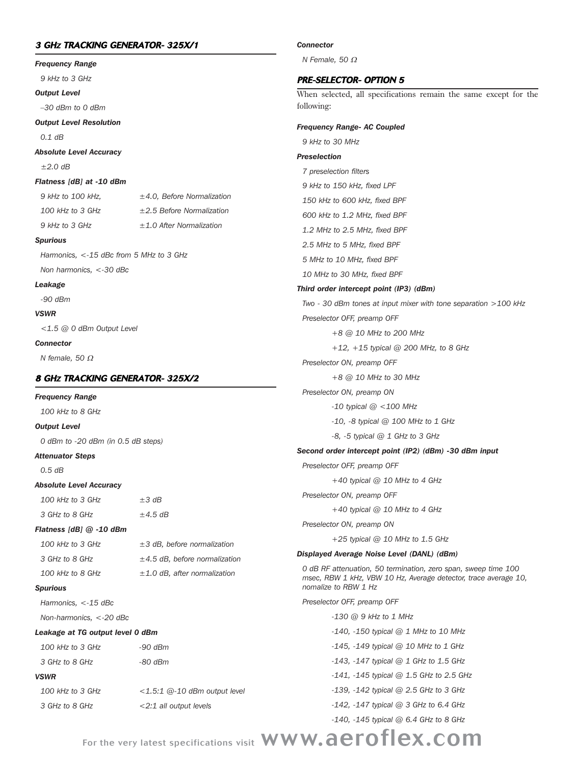## 3 GHz TRACKING GENERATOR- 325X/1

***Frequency Range***

9 kHz to 3 GHz

***Output Level***

–30 dBm to 0 dBm

***Output Level Resolution***

0.1 dB

***Absolute Level Accuracy***

±2.0 dB

***Flatness [dB] at -10 dBm***

| | |
|---|---|
| 9 kHz to 100 kHz, | ±4.0, Before Normalization |
| 100 kHz to 3 GHz | ±2.5 Before Normalization |
| 9 kHz to 3 GHz | ±1.0 After Normalization |

***Spurious***

Harmonics, <-15 dBc from 5 MHz to 3 GHz

Non harmonics, <-30 dBc

***Leakage***

-90 dBm

***VSWR***

<1.5 @ 0 dBm Output Level

***Connector***

N female, 50 Ω

## 8 GHz TRACKING GENERATOR- 325X/2

***Frequency Range***

100 kHz to 8 GHz

***Output Level***

0 dBm to -20 dBm (in 0.5 dB steps)

***Attenuator Steps***

0.5 dB

***Absolute Level Accuracy***

| | |
|---|---|
| 100 kHz to 3 GHz | ±3 dB |
| 3 GHz to 8 GHz | ±4.5 dB |

***Flatness [dB] @ -10 dBm***

| | |
|---|---|
| 100 kHz to 3 GHz | ±3 dB, before normalization |
| 3 GHz to 8 GHz | ±4.5 dB, before normalization |
| 100 kHz to 8 GHz | ±1.0 dB, after normalization |

***Spurious***

Harmonics, <-15 dBc

Non-harmonics, <-20 dBc

***Leakage at TG output level 0 dBm***

| | |
|---|---|
| 100 kHz to 3 GHz | -90 dBm |
| 3 GHz to 8 GHz | -80 dBm |

***VSWR***

| | |
|---|---|
| 100 kHz to 3 GHz | <1.5:1 @-10 dBm output level |
| 3 GHz to 8 GHz | <2:1 all output levels |

***Connector***

N Female, 50 Ω

## PRE-SELECTOR- OPTION 5

When selected, all specifications remain the same except for the following:

***Frequency Range- AC Coupled***

9 kHz to 30 MHz

***Preselection***

7 preselection filters

9 kHz to 150 kHz, fixed LPF

150 kHz to 600 kHz, fixed BPF

600 kHz to 1.2 MHz, fixed BPF

1.2 MHz to 2.5 MHz, fixed BPF

2.5 MHz to 5 MHz, fixed BPF

5 MHz to 10 MHz, fixed BPF

10 MHz to 30 MHz, fixed BPF

***Third order intercept point (IP3) (dBm)***

Two - 30 dBm tones at input mixer with tone separation >100 kHz

Preselector OFF, preamp OFF

- +8 @ 10 MHz to 200 MHz
- +12, +15 typical @ 200 MHz, to 8 GHz

Preselector ON, preamp OFF

- +8 @ 10 MHz to 30 MHz

Preselector ON, preamp ON

- -10 typical @ <100 MHz
- -10, -8 typical @ 100 MHz to 1 GHz
- -8, -5 typical @ 1 GHz to 3 GHz

***Second order intercept point (IP2) (dBm) -30 dBm input***

Preselector OFF, preamp OFF

- +40 typical @ 10 MHz to 4 GHz

Preselector ON, preamp OFF

- +40 typical @ 10 MHz to 4 GHz

Preselector ON, preamp ON

- +25 typical @ 10 MHz to 1.5 GHz

***Displayed Average Noise Level (DANL) (dBm)***

0 dB RF attenuation, 50 termination, zero span, sweep time 100 msec, RBW 1 kHz, VBW 10 Hz, Average detector, trace average 10, nomalize to RBW 1 Hz

Preselector OFF, preamp OFF

- -130 @ 9 kHz to 1 MHz
- -140, -150 typical @ 1 MHz to 10 MHz
- -145, -149 typical @ 10 MHz to 1 GHz
- -143, -147 typical @ 1 GHz to 1.5 GHz
- -141, -145 typical @ 1.5 GHz to 2.5 GHz
- -139, -142 typical @ 2.5 GHz to 3 GHz
- -142, -147 typical @ 3 GHz to 6.4 GHz
- -140, -145 typical @ 6.4 GHz to 8 GHz

For the very latest specifications visit www.aeroflex.com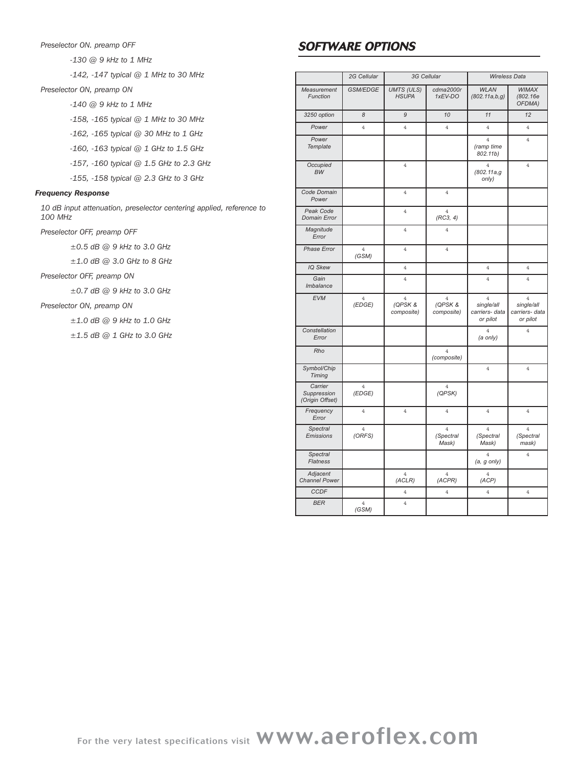*Preselector ON. preamp OFF*

*-130 @ 9 kHz to 1 MHz*

*-142, -147 typical @ 1 MHz to 30 MHz*

*Preselector ON, preamp ON*

*-140 @ 9 kHz to 1 MHz*

*-158, -165 typical @ 1 MHz to 30 MHz*

*-162, -165 typical @ 30 MHz to 1 GHz*

*-160, -163 typical @ 1 GHz to 1.5 GHz*

*-157, -160 typical @ 1.5 GHz to 2.3 GHz*

*-155, -158 typical @ 2.3 GHz to 3 GHz*

***Frequency Response***

*10 dB input attenuation, preselector centering applied, reference to 100 MHz*

*Preselector OFF, preamp OFF*

*±0.5 dB @ 9 kHz to 3.0 GHz*

*±1.0 dB @ 3.0 GHz to 8 GHz*

*Preselector OFF, preamp ON*

*±0.7 dB @ 9 kHz to 3.0 GHz*

*Preselector ON, preamp ON*

*±1.0 dB @ 9 kHz to 1.0 GHz*

*±1.5 dB @ 1 GHz to 3.0 GHz*

## SOFTWARE OPTIONS

| | 2G Cellular | 3G Cellular | | Wireless Data | |
|---|---|---|---|---|---|
| Measurement Function | GSM/EDGE | UMTS (ULS) HSUPA | cdma2000r 1xEV-DO | WLAN (802.11a,b,g) | WIMAX (802.16e OFDMA) |
| 3250 option | 8 | 9 | 10 | 11 | 12 |
| Power | 4 | 4 | 4 | 4 | 4 |
| Power Template | | | | 4 (ramp time 802.11b) | 4 |
| Occupied BW | | 4 | | 4 (802.11a,g only) | 4 |
| Code Domain Power | | 4 | 4 | | |
| Peak Code Domain Error | | 4 | 4 (RC3, 4) | | |
| Magnitude Error | | 4 | 4 | | |
| Phase Error | 4 (GSM) | 4 | 4 | | |
| IQ Skew | | 4 | | 4 | 4 |
| Gain Imbalance | | 4 | | 4 | 4 |
| EVM | 4 (EDGE) | 4 (QPSK & composite) | 4 (QPSK & composite) | 4 single/all carriers- data or pilot | 4 single/all carriers- data or pilot |
| Constellation Error | | | | 4 (a only) | 4 |
| Rho | | | 4 (composite) | | |
| Symbol/Chip Timing | | | | 4 | 4 |
| Carrier Suppression (Origin Offset) | 4 (EDGE) | | 4 (QPSK) | | |
| Frequency Error | 4 | 4 | 4 | 4 | 4 |
| Spectral Emissions | 4 (ORFS) | | 4 (Spectral Mask) | 4 (Spectral Mask) | 4 (Spectral mask) |
| Spectral Flatness | | | | 4 (a, g only) | 4 |
| Adjacent Channel Power | | 4 (ACLR) | 4 (ACPR) | 4 (ACP) | |
| CCDF | | 4 | 4 | 4 | 4 |
| BER | 4 (GSM) | 4 | | | |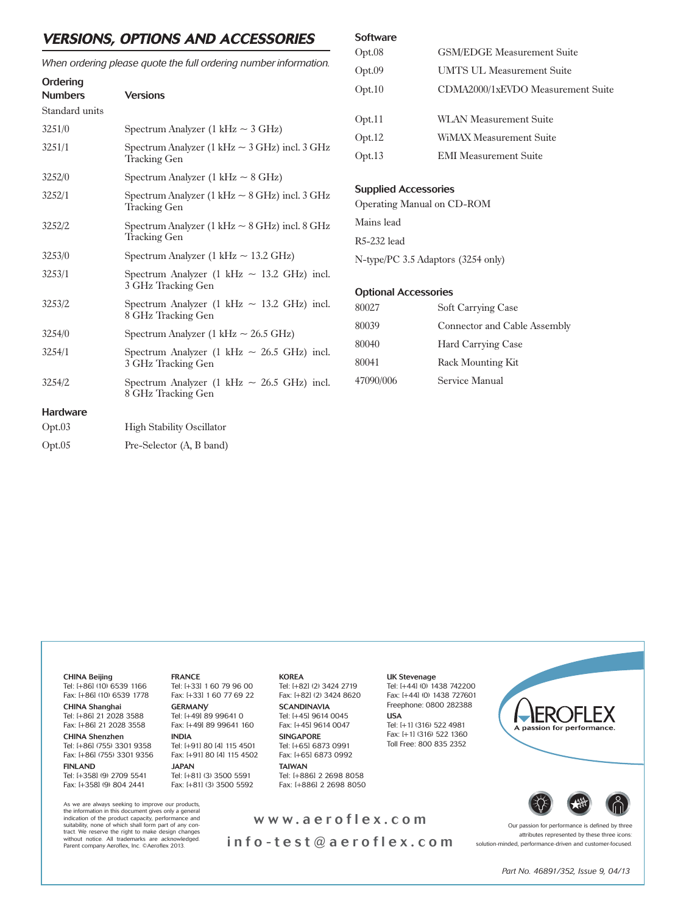## VERSIONS, OPTIONS AND ACCESSORIES

*When ordering please quote the full ordering number information.*

| Ordering Numbers | Versions |
|---|---|
| Standard units | |
| 3251/0 | Spectrum Analyzer (1 kHz ~ 3 GHz) |
| 3251/1 | Spectrum Analyzer (1 kHz ~ 3 GHz) incl. 3 GHz Tracking Gen |
| 3252/0 | Spectrum Analyzer (1 kHz ~ 8 GHz) |
| 3252/1 | Spectrum Analyzer (1 kHz ~ 8 GHz) incl. 3 GHz Tracking Gen |
| 3252/2 | Spectrum Analyzer (1 kHz ~ 8 GHz) incl. 8 GHz Tracking Gen |
| 3253/0 | Spectrum Analyzer (1 kHz ~ 13.2 GHz) |
| 3253/1 | Spectrum Analyzer (1 kHz ~ 13.2 GHz) incl. 3 GHz Tracking Gen |
| 3253/2 | Spectrum Analyzer (1 kHz ~ 13.2 GHz) incl. 8 GHz Tracking Gen |
| 3254/0 | Spectrum Analyzer (1 kHz ~ 26.5 GHz) |
| 3254/1 | Spectrum Analyzer (1 kHz ~ 26.5 GHz) incl. 3 GHz Tracking Gen |
| 3254/2 | Spectrum Analyzer (1 kHz ~ 26.5 GHz) incl. 8 GHz Tracking Gen |

### Hardware

| | |
|---|---|
| Opt.03 | High Stability Oscillator |
| Opt.05 | Pre-Selector (A, B band) |

### Software

| | |
|---|---|
| Opt.08 | GSM/EDGE Measurement Suite |
| Opt.09 | UMTS UL Measurement Suite |
| Opt.10 | CDMA2000/1xEVDO Measurement Suite |
| Opt.11 | WLAN Measurement Suite |
| Opt.12 | WiMAX Measurement Suite |
| Opt.13 | EMI Measurement Suite |

### Supplied Accessories

Operating Manual on CD-ROM

Mains lead

R5-232 lead

N-type/PC 3.5 Adaptors (3254 only)

### Optional Accessories

| | |
|---|---|
| 80027 | Soft Carrying Case |
| 80039 | Connector and Cable Assembly |
| 80040 | Hard Carrying Case |
| 80041 | Rack Mounting Kit |
| 47090/006 | Service Manual |

**CHINA Beijing**
Tel: [+86] (10) 6539 1166
Fax: [+86] (10) 6539 1778

**CHINA Shanghai**
Tel: [+86] 21 2028 3588
Fax: [+86] 21 2028 3558

**CHINA Shenzhen**
Tel: [+86] (755) 3301 9358
Fax: [+86] (755) 3301 9356

**FINLAND**
Tel: [+358] (9) 2709 5541
Fax: [+358] (9) 804 2441

**FRANCE**
Tel: [+33] 1 60 79 96 00
Fax: [+33] 1 60 77 69 22

**GERMANY**
Tel: [+49] 89 99641 0
Fax: [+49] 89 99641 160

**INDIA**
Tel: [+91] 80 [4] 115 4501
Fax: [+91] 80 [4] 115 4502

**JAPAN**
Tel: [+81] (3) 3500 5591
Fax: [+81] (3) 3500 5592

**KOREA**
Tel: [+82] (2) 3424 2719
Fax: [+82] (2) 3424 8620

**SCANDINAVIA**
Tel: [+45] 9614 0045
Fax: [+45] 9614 0047

**SINGAPORE**
Tel: [+65] 6873 0991
Fax: [+65] 6873 0992

**TAIWAN**
Tel: [+886] 2 2698 8058
Fax: [+886] 2 2698 8050

**UK Stevenage**
Tel: [+44] (0) 1438 742200
Fax: [+44] (0) 1438 727601
Freephone: 0800 282388

**USA**
Tel: [+1] (316) 522 4981
Fax: [+1] (316) 522 1360
Toll Free: 800 835 2352

AEROFLEX
A passion for performance.

As we are always seeking to improve our products, the information in this document gives only a general indication of the product capacity, performance and suitability, none of which shall form part of any contract. We reserve the right to make design changes without notice. All trademarks are acknowledged. Parent company Aeroflex, Inc. ©Aeroflex 2013.

www.aeroflex.com

info-test@aeroflex.com

Our passion for performance is defined by three attributes represented by these three icons: solution-minded, performance-driven and customer-focused.

*Part No. 46891/352, Issue 9, 04/13*